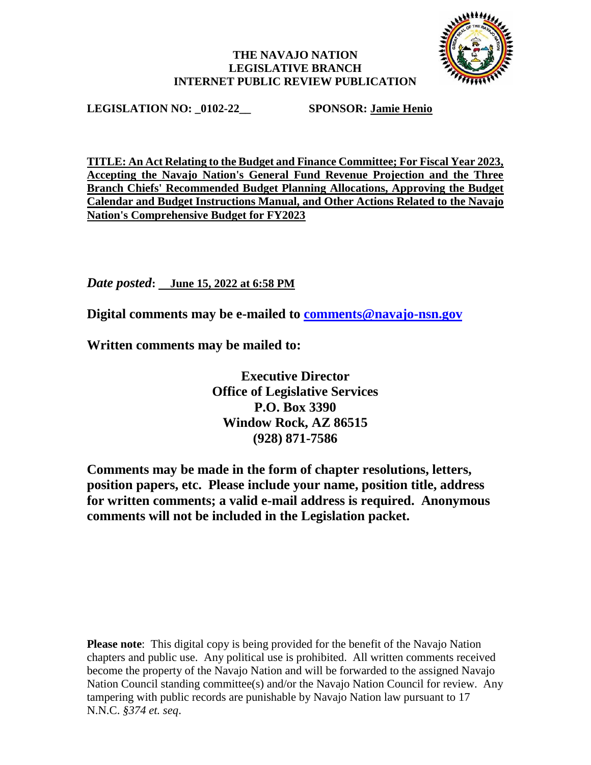**THE NAVAJO NATION**
**LEGISLATIVE BRANCH**
**INTERNET PUBLIC REVIEW PUBLICATION**

**LEGISLATION NO: _0102-22__** **SPONSOR: Jamie Henio**

**TITLE: An Act Relating to the Budget and Finance Committee; For Fiscal Year 2023, Accepting the Navajo Nation's General Fund Revenue Projection and the Three Branch Chiefs' Recommended Budget Planning Allocations, Approving the Budget Calendar and Budget Instructions Manual, and Other Actions Related to the Navajo Nation's Comprehensive Budget for FY2023**

***Date posted*: June 15, 2022 at 6:58 PM**

**Digital comments may be e-mailed to comments@navajo-nsn.gov**

**Written comments may be mailed to:**

**Executive Director**
**Office of Legislative Services**
**P.O. Box 3390**
**Window Rock, AZ 86515**
**(928) 871-7586**

**Comments may be made in the form of chapter resolutions, letters, position papers, etc. Please include your name, position title, address for written comments; a valid e-mail address is required. Anonymous comments will not be included in the Legislation packet.**

**Please note**: This digital copy is being provided for the benefit of the Navajo Nation chapters and public use. Any political use is prohibited. All written comments received become the property of the Navajo Nation and will be forwarded to the assigned Navajo Nation Council standing committee(s) and/or the Navajo Nation Council for review. Any tampering with public records are punishable by Navajo Nation law pursuant to 17 N.N.C. *§374 et. seq*.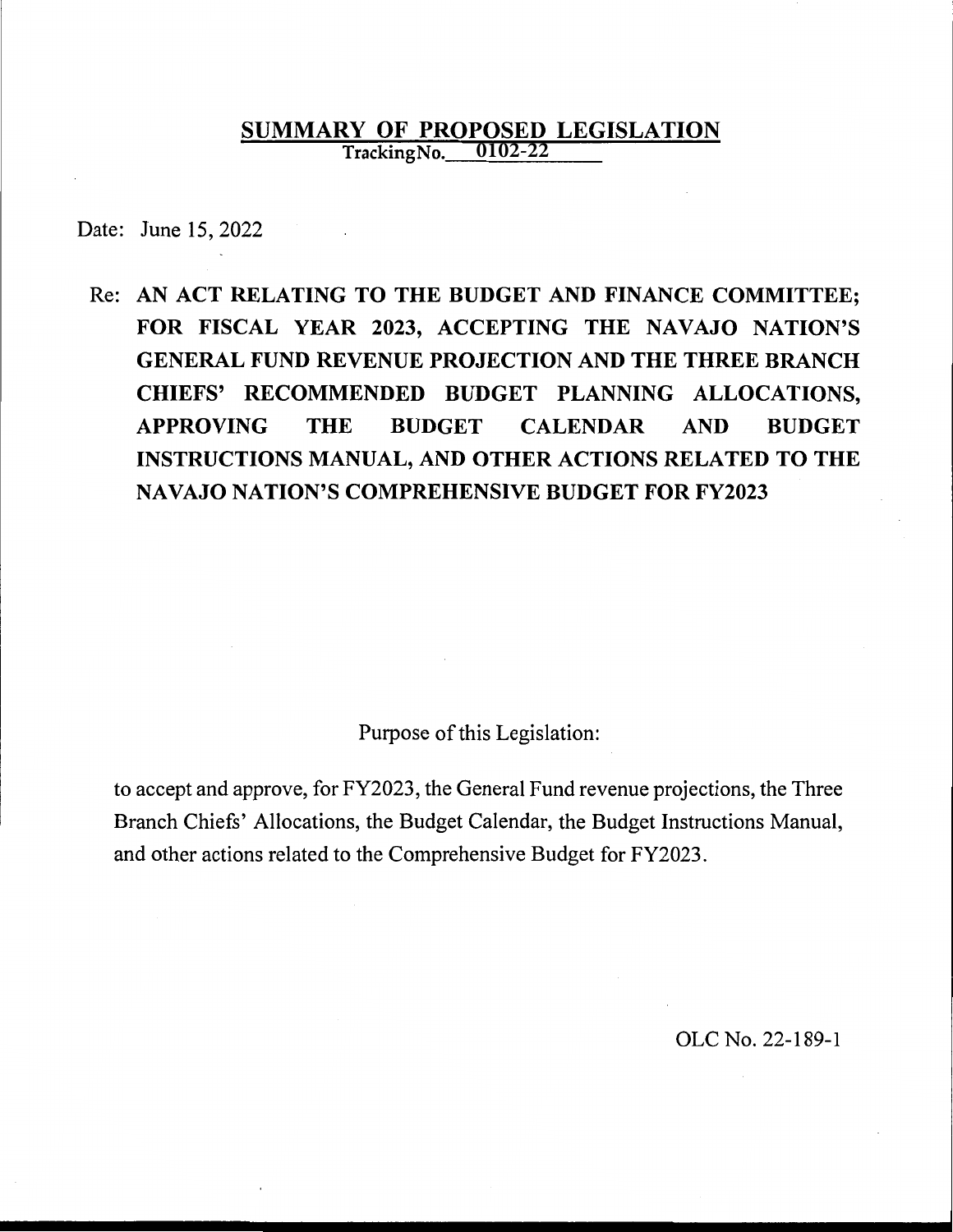# SUMMARY OF PROPOSED LEGISLATION

Tracking No. 0102-22

Date: June 15, 2022

Re: **AN ACT RELATING TO THE BUDGET AND FINANCE COMMITTEE; FOR FISCAL YEAR 2023, ACCEPTING THE NAVAJO NATION'S GENERAL FUND REVENUE PROJECTION AND THE THREE BRANCH CHIEFS' RECOMMENDED BUDGET PLANNING ALLOCATIONS, APPROVING THE BUDGET CALENDAR AND BUDGET INSTRUCTIONS MANUAL, AND OTHER ACTIONS RELATED TO THE NAVAJO NATION'S COMPREHENSIVE BUDGET FOR FY2023**

Purpose of this Legislation:

to accept and approve, for FY2023, the General Fund revenue projections, the Three Branch Chiefs' Allocations, the Budget Calendar, the Budget Instructions Manual, and other actions related to the Comprehensive Budget for FY2023.

OLC No. 22-189-1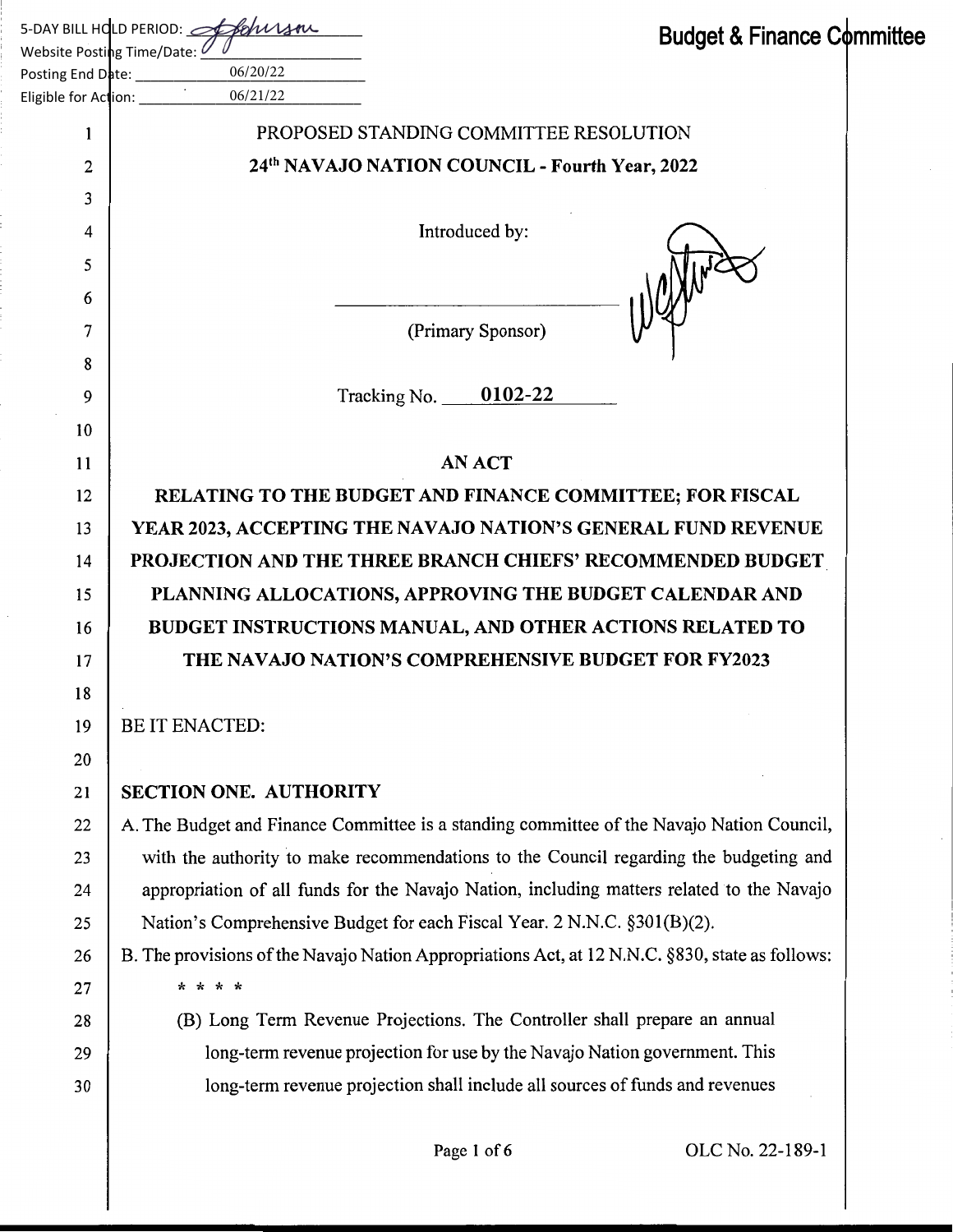5-DAY BILL HOLD PERIOD:
Website Posting Time/Date:
Posting End Date: 06/20/22
Eligible for Action: 06/21/22

**Budget & Finance Committee**

PROPOSED STANDING COMMITTEE RESOLUTION

**24th NAVAJO NATION COUNCIL - Fourth Year, 2022**

Introduced by:

(Primary Sponsor)

Tracking No. **0102-22**

**AN ACT**

**RELATING TO THE BUDGET AND FINANCE COMMITTEE; FOR FISCAL YEAR 2023, ACCEPTING THE NAVAJO NATION'S GENERAL FUND REVENUE PROJECTION AND THE THREE BRANCH CHIEFS' RECOMMENDED BUDGET PLANNING ALLOCATIONS, APPROVING THE BUDGET CALENDAR AND BUDGET INSTRUCTIONS MANUAL, AND OTHER ACTIONS RELATED TO THE NAVAJO NATION'S COMPREHENSIVE BUDGET FOR FY2023**

BE IT ENACTED:

**SECTION ONE. AUTHORITY**

A. The Budget and Finance Committee is a standing committee of the Navajo Nation Council, with the authority to make recommendations to the Council regarding the budgeting and appropriation of all funds for the Navajo Nation, including matters related to the Navajo Nation's Comprehensive Budget for each Fiscal Year. 2 N.N.C. §301(B)(2).

B. The provisions of the Navajo Nation Appropriations Act, at 12 N.N.C. §830, state as follows:

\* \* \* \*

(B) Long Term Revenue Projections. The Controller shall prepare an annual long-term revenue projection for use by the Navajo Nation government. This long-term revenue projection shall include all sources of funds and revenues

OLC No. 22-189-1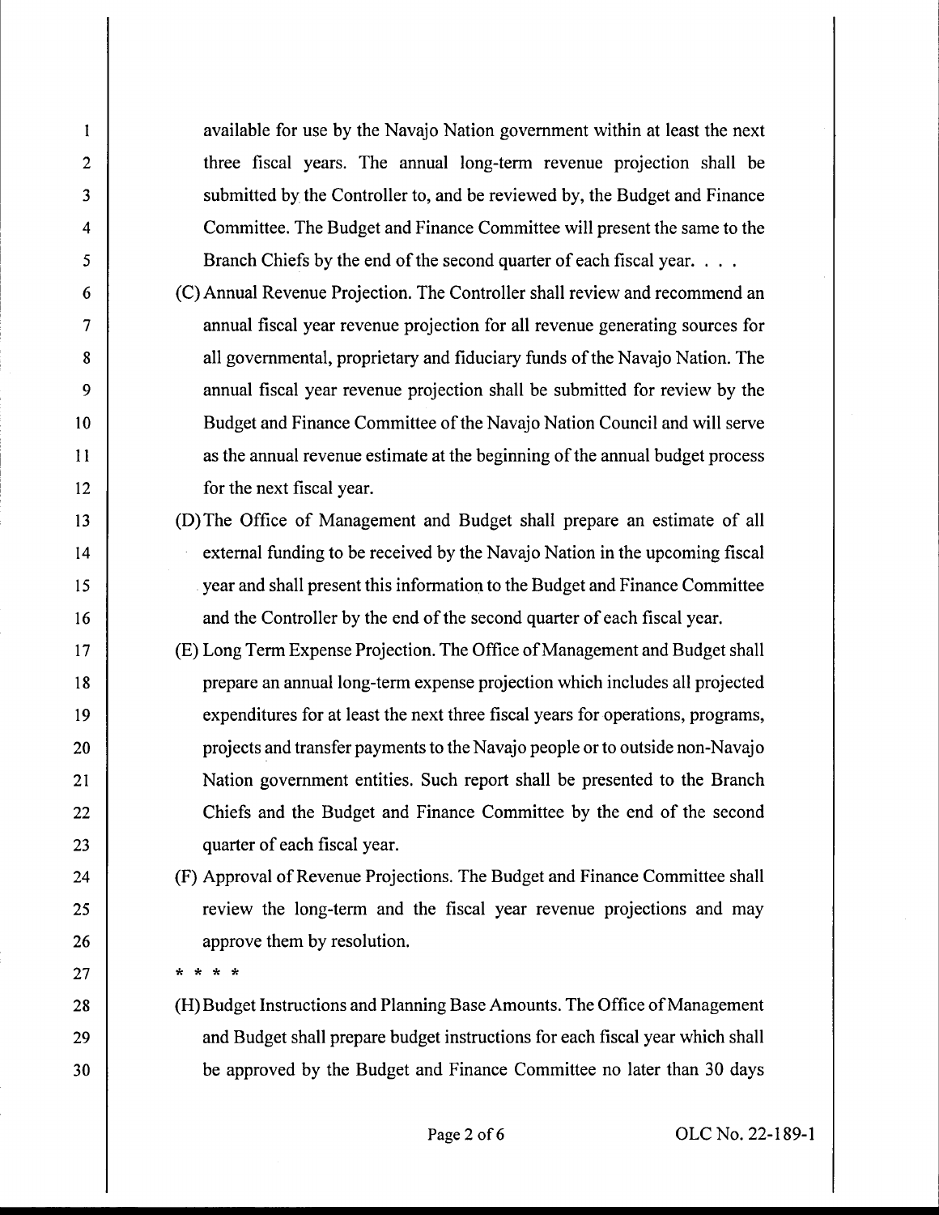available for use by the Navajo Nation government within at least the next three fiscal years. The annual long-term revenue projection shall be submitted by the Controller to, and be reviewed by, the Budget and Finance Committee. The Budget and Finance Committee will present the same to the Branch Chiefs by the end of the second quarter of each fiscal year. . . .

(C) Annual Revenue Projection. The Controller shall review and recommend an annual fiscal year revenue projection for all revenue generating sources for all governmental, proprietary and fiduciary funds of the Navajo Nation. The annual fiscal year revenue projection shall be submitted for review by the Budget and Finance Committee of the Navajo Nation Council and will serve as the annual revenue estimate at the beginning of the annual budget process for the next fiscal year.

(D) The Office of Management and Budget shall prepare an estimate of all external funding to be received by the Navajo Nation in the upcoming fiscal year and shall present this information to the Budget and Finance Committee and the Controller by the end of the second quarter of each fiscal year.

(E) Long Term Expense Projection. The Office of Management and Budget shall prepare an annual long-term expense projection which includes all projected expenditures for at least the next three fiscal years for operations, programs, projects and transfer payments to the Navajo people or to outside non-Navajo Nation government entities. Such report shall be presented to the Branch Chiefs and the Budget and Finance Committee by the end of the second quarter of each fiscal year.

(F) Approval of Revenue Projections. The Budget and Finance Committee shall review the long-term and the fiscal year revenue projections and may approve them by resolution.

\* \* \* \*

(H) Budget Instructions and Planning Base Amounts. The Office of Management and Budget shall prepare budget instructions for each fiscal year which shall be approved by the Budget and Finance Committee no later than 30 days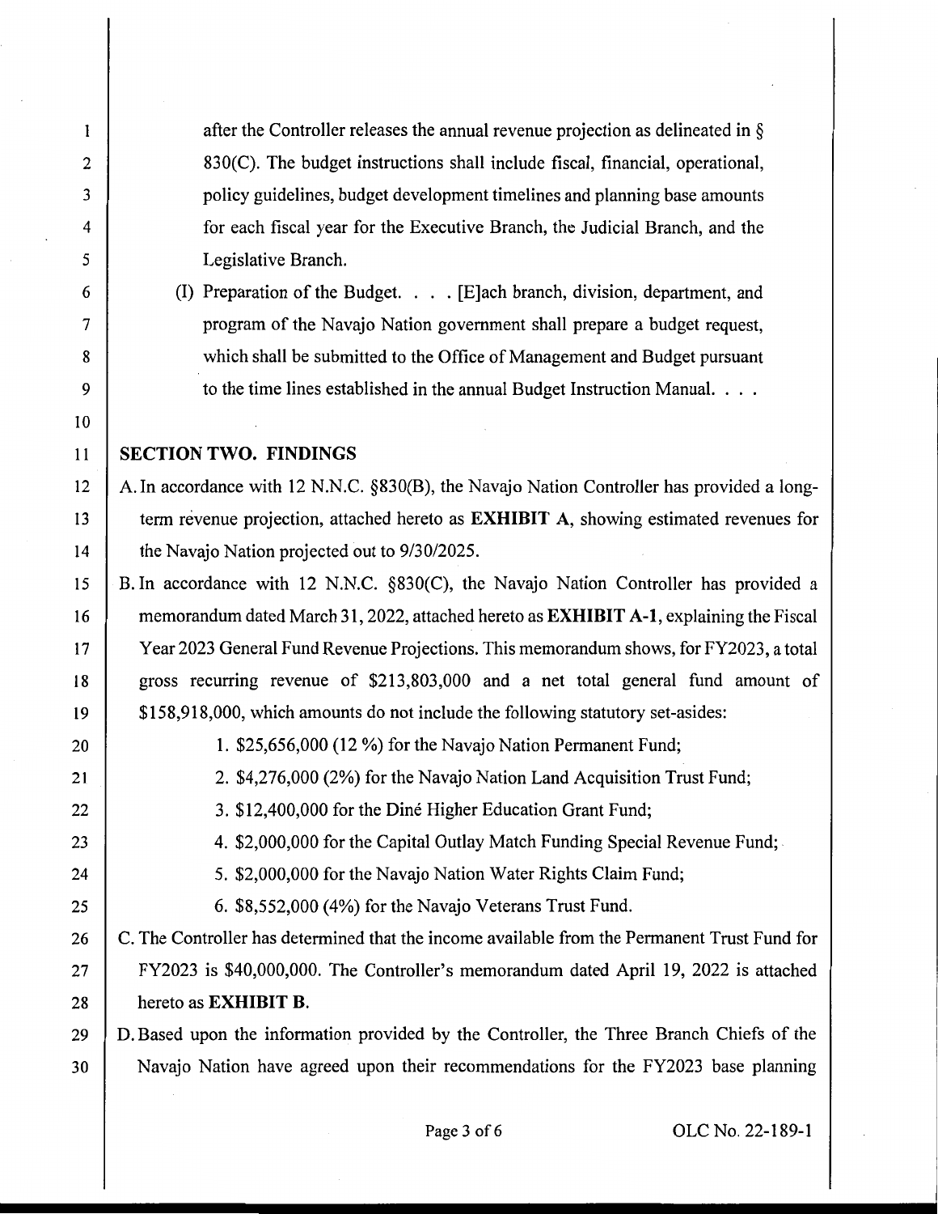after the Controller releases the annual revenue projection as delineated in § 830(C). The budget instructions shall include fiscal, financial, operational, policy guidelines, budget development timelines and planning base amounts for each fiscal year for the Executive Branch, the Judicial Branch, and the Legislative Branch.

(I) Preparation of the Budget. . . . [E]ach branch, division, department, and program of the Navajo Nation government shall prepare a budget request, which shall be submitted to the Office of Management and Budget pursuant to the time lines established in the annual Budget Instruction Manual. . . .

**SECTION TWO. FINDINGS**

A. In accordance with 12 N.N.C. §830(B), the Navajo Nation Controller has provided a long-term revenue projection, attached hereto as **EXHIBIT A**, showing estimated revenues for the Navajo Nation projected out to 9/30/2025.

B. In accordance with 12 N.N.C. §830(C), the Navajo Nation Controller has provided a memorandum dated March 31, 2022, attached hereto as **EXHIBIT A-1**, explaining the Fiscal Year 2023 General Fund Revenue Projections. This memorandum shows, for FY2023, a total gross recurring revenue of $213,803,000 and a net total general fund amount of $158,918,000, which amounts do not include the following statutory set-asides:

1. $25,656,000 (12 %) for the Navajo Nation Permanent Fund;
2. $4,276,000 (2%) for the Navajo Nation Land Acquisition Trust Fund;
3. $12,400,000 for the Diné Higher Education Grant Fund;
4. $2,000,000 for the Capital Outlay Match Funding Special Revenue Fund;
5. $2,000,000 for the Navajo Nation Water Rights Claim Fund;
6. $8,552,000 (4%) for the Navajo Veterans Trust Fund.

C. The Controller has determined that the income available from the Permanent Trust Fund for FY2023 is $40,000,000. The Controller's memorandum dated April 19, 2022 is attached hereto as **EXHIBIT B**.

D. Based upon the information provided by the Controller, the Three Branch Chiefs of the Navajo Nation have agreed upon their recommendations for the FY2023 base planning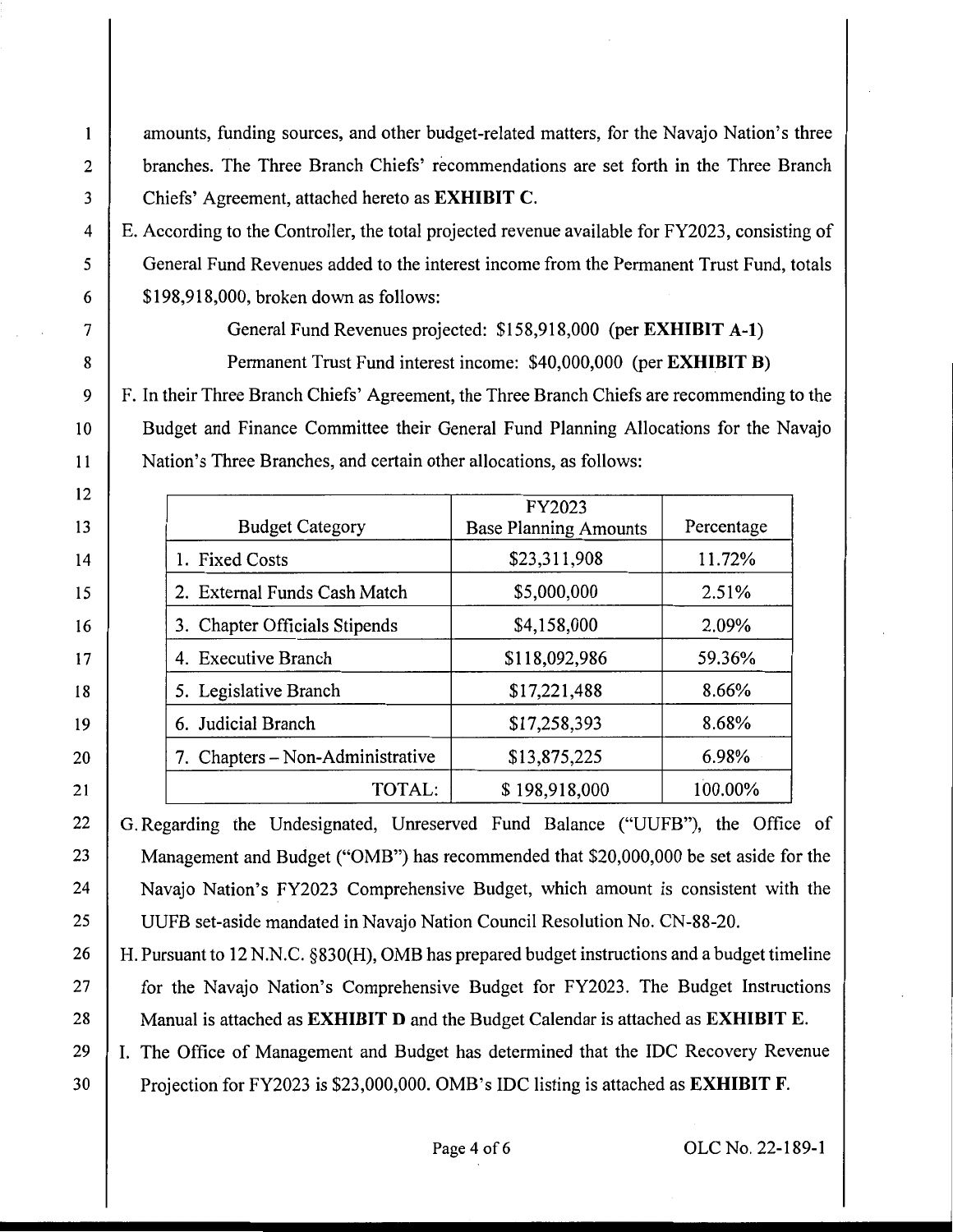amounts, funding sources, and other budget-related matters, for the Navajo Nation's three branches. The Three Branch Chiefs' recommendations are set forth in the Three Branch Chiefs' Agreement, attached hereto as **EXHIBIT C**.

E. According to the Controller, the total projected revenue available for FY2023, consisting of General Fund Revenues added to the interest income from the Permanent Trust Fund, totals $198,918,000, broken down as follows:

General Fund Revenues projected: $158,918,000 (per **EXHIBIT A-1**)

Permanent Trust Fund interest income: $40,000,000 (per **EXHIBIT B**)

F. In their Three Branch Chiefs' Agreement, the Three Branch Chiefs are recommending to the Budget and Finance Committee their General Fund Planning Allocations for the Navajo Nation's Three Branches, and certain other allocations, as follows:

| Budget Category | FY2023 Base Planning Amounts | Percentage |
|---|---|---|
| 1. Fixed Costs | $23,311,908 | 11.72% |
| 2. External Funds Cash Match | $5,000,000 | 2.51% |
| 3. Chapter Officials Stipends | $4,158,000 | 2.09% |
| 4. Executive Branch | $118,092,986 | 59.36% |
| 5. Legislative Branch | $17,221,488 | 8.66% |
| 6. Judicial Branch | $17,258,393 | 8.68% |
| 7. Chapters – Non-Administrative | $13,875,225 | 6.98% |
| TOTAL: | $ 198,918,000 | 100.00% |

G. Regarding the Undesignated, Unreserved Fund Balance ("UUFB"), the Office of Management and Budget ("OMB") has recommended that $20,000,000 be set aside for the Navajo Nation's FY2023 Comprehensive Budget, which amount is consistent with the UUFB set-aside mandated in Navajo Nation Council Resolution No. CN-88-20.

H. Pursuant to 12 N.N.C. §830(H), OMB has prepared budget instructions and a budget timeline for the Navajo Nation's Comprehensive Budget for FY2023. The Budget Instructions Manual is attached as **EXHIBIT D** and the Budget Calendar is attached as **EXHIBIT E**.

I. The Office of Management and Budget has determined that the IDC Recovery Revenue Projection for FY2023 is $23,000,000. OMB's IDC listing is attached as **EXHIBIT F**.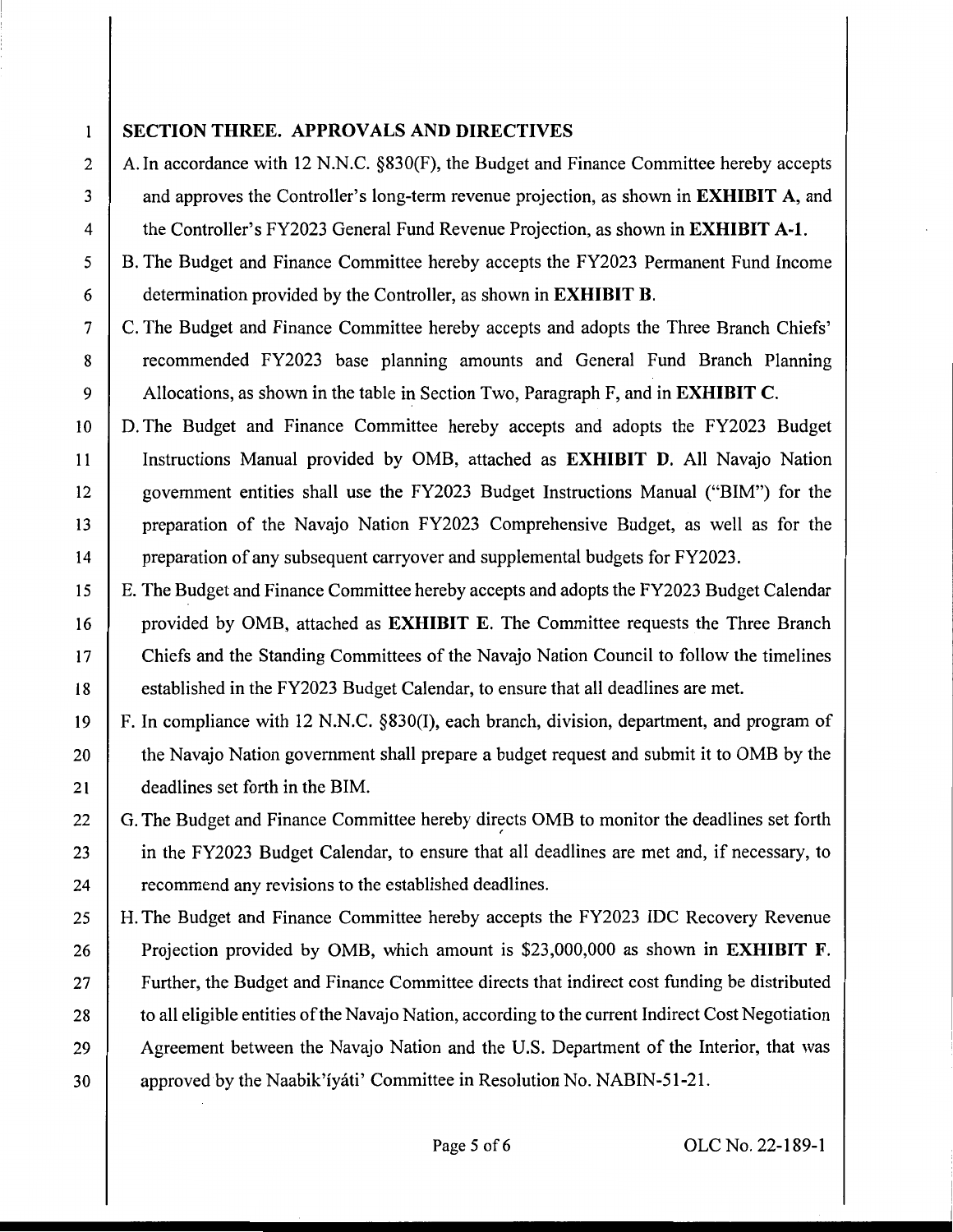## SECTION THREE. APPROVALS AND DIRECTIVES

A. In accordance with 12 N.N.C. §830(F), the Budget and Finance Committee hereby accepts and approves the Controller's long-term revenue projection, as shown in **EXHIBIT A**, and the Controller's FY2023 General Fund Revenue Projection, as shown in **EXHIBIT A-1**.

B. The Budget and Finance Committee hereby accepts the FY2023 Permanent Fund Income determination provided by the Controller, as shown in **EXHIBIT B**.

C. The Budget and Finance Committee hereby accepts and adopts the Three Branch Chiefs' recommended FY2023 base planning amounts and General Fund Branch Planning Allocations, as shown in the table in Section Two, Paragraph F, and in **EXHIBIT C**.

D. The Budget and Finance Committee hereby accepts and adopts the FY2023 Budget Instructions Manual provided by OMB, attached as **EXHIBIT D**. All Navajo Nation government entities shall use the FY2023 Budget Instructions Manual ("BIM") for the preparation of the Navajo Nation FY2023 Comprehensive Budget, as well as for the preparation of any subsequent carryover and supplemental budgets for FY2023.

E. The Budget and Finance Committee hereby accepts and adopts the FY2023 Budget Calendar provided by OMB, attached as **EXHIBIT E**. The Committee requests the Three Branch Chiefs and the Standing Committees of the Navajo Nation Council to follow the timelines established in the FY2023 Budget Calendar, to ensure that all deadlines are met.

F. In compliance with 12 N.N.C. §830(I), each branch, division, department, and program of the Navajo Nation government shall prepare a budget request and submit it to OMB by the deadlines set forth in the BIM.

G. The Budget and Finance Committee hereby directs OMB to monitor the deadlines set forth in the FY2023 Budget Calendar, to ensure that all deadlines are met and, if necessary, to recommend any revisions to the established deadlines.

H. The Budget and Finance Committee hereby accepts the FY2023 IDC Recovery Revenue Projection provided by OMB, which amount is $23,000,000 as shown in **EXHIBIT F**. Further, the Budget and Finance Committee directs that indirect cost funding be distributed to all eligible entities of the Navajo Nation, according to the current Indirect Cost Negotiation Agreement between the Navajo Nation and the U.S. Department of the Interior, that was approved by the Naabik'íyáti' Committee in Resolution No. NABIN-51-21.

OLC No. 22-189-1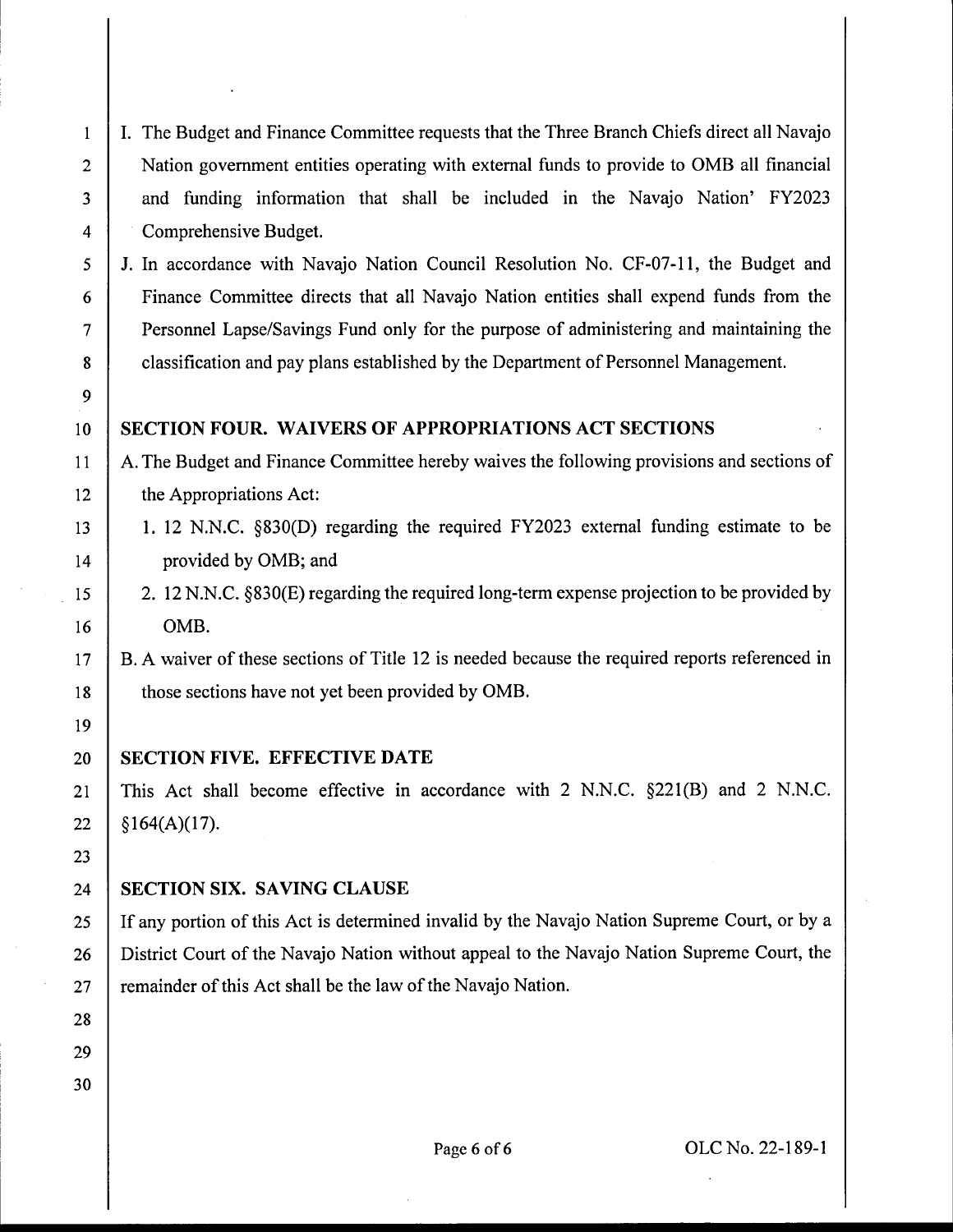I. The Budget and Finance Committee requests that the Three Branch Chiefs direct all Navajo Nation government entities operating with external funds to provide to OMB all financial and funding information that shall be included in the Navajo Nation' FY2023 Comprehensive Budget.

J. In accordance with Navajo Nation Council Resolution No. CF-07-11, the Budget and Finance Committee directs that all Navajo Nation entities shall expend funds from the Personnel Lapse/Savings Fund only for the purpose of administering and maintaining the classification and pay plans established by the Department of Personnel Management.

## SECTION FOUR. WAIVERS OF APPROPRIATIONS ACT SECTIONS

A. The Budget and Finance Committee hereby waives the following provisions and sections of the Appropriations Act:

1. 12 N.N.C. §830(D) regarding the required FY2023 external funding estimate to be provided by OMB; and
2. 12 N.N.C. §830(E) regarding the required long-term expense projection to be provided by OMB.

B. A waiver of these sections of Title 12 is needed because the required reports referenced in those sections have not yet been provided by OMB.

## SECTION FIVE. EFFECTIVE DATE

This Act shall become effective in accordance with 2 N.N.C. §221(B) and 2 N.N.C. §164(A)(17).

## SECTION SIX. SAVING CLAUSE

If any portion of this Act is determined invalid by the Navajo Nation Supreme Court, or by a District Court of the Navajo Nation without appeal to the Navajo Nation Supreme Court, the remainder of this Act shall be the law of the Navajo Nation.

OLC No. 22-189-1